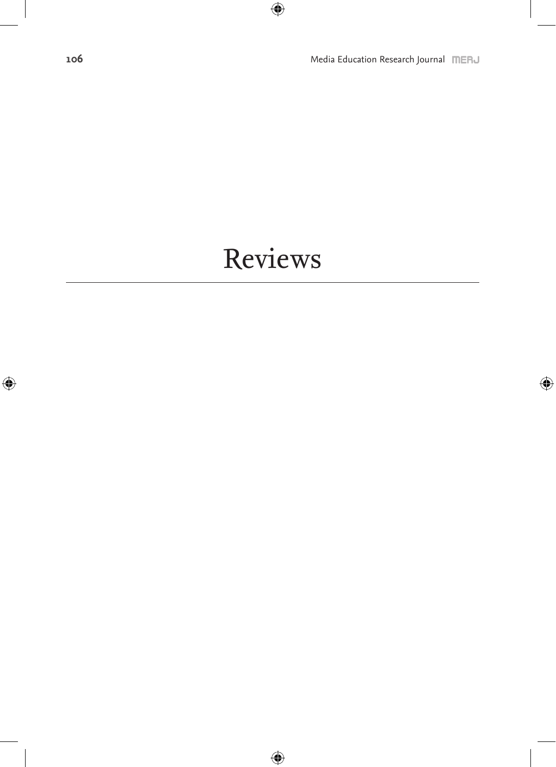# Reviews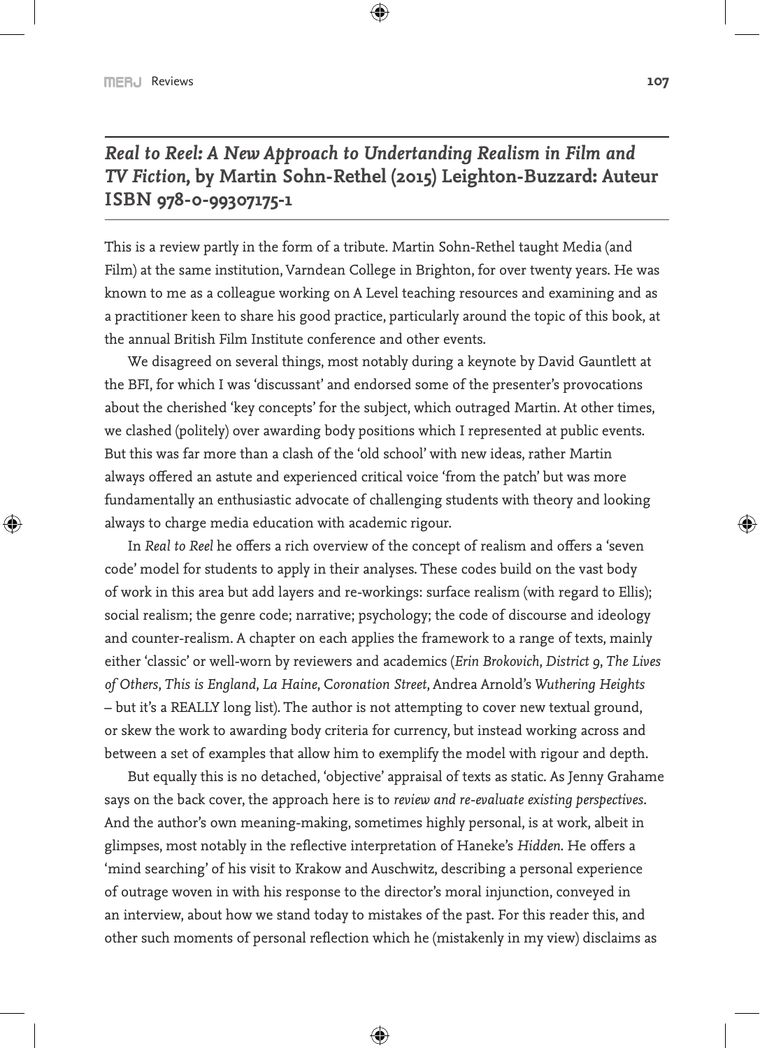## *Real to Reel: A New Approach to Undertanding Realism in Film and TV Fiction*, by Martin Sohn-Rethel (2015) Leighton-Buzzard: Auteur ISBN 978-0-99307175-1

This is a review partly in the form of a tribute. Martin Sohn-Rethel taught Media (and Film) at the same institution, Varndean College in Brighton, for over twenty years. He was known to me as a colleague working on A Level teaching resources and examining and as a practitioner keen to share his good practice, particularly around the topic of this book, at the annual British Film Institute conference and other events.

We disagreed on several things, most notably during a keynote by David Gauntlett at the BFI, for which I was 'discussant' and endorsed some of the presenter's provocations about the cherished 'key concepts' for the subject, which outraged Martin. At other times, we clashed (politely) over awarding body positions which I represented at public events. But this was far more than a clash of the 'old school' with new ideas, rather Martin always offered an astute and experienced critical voice 'from the patch' but was more fundamentally an enthusiastic advocate of challenging students with theory and looking always to charge media education with academic rigour.

In *Real to Reel* he offers a rich overview of the concept of realism and offers a 'seven code' model for students to apply in their analyses. These codes build on the vast body of work in this area but add layers and re-workings: surface realism (with regard to Ellis); social realism; the genre code; narrative; psychology; the code of discourse and ideology and counter-realism. A chapter on each applies the framework to a range of texts, mainly either 'classic' or well-worn by reviewers and academics (*Erin Brokovich*, *District 9*, *The Lives of Others*, *This is England*, *La Haine*, *Coronation Street*, Andrea Arnold's *Wuthering Heights* – but it's a REALLY long list). The author is not attempting to cover new textual ground, or skew the work to awarding body criteria for currency, but instead working across and between a set of examples that allow him to exemplify the model with rigour and depth.

But equally this is no detached, 'objective' appraisal of texts as static. As Jenny Grahame says on the back cover, the approach here is to *review and re-evaluate existing perspectives*. And the author's own meaning-making, sometimes highly personal, is at work, albeit in glimpses, most notably in the reflective interpretation of Haneke's *Hidden*. He offers a 'mind searching' of his visit to Krakow and Auschwitz, describing a personal experience of outrage woven in with his response to the director's moral injunction, conveyed in an interview, about how we stand today to mistakes of the past. For this reader this, and other such moments of personal reflection which he (mistakenly in my view) disclaims as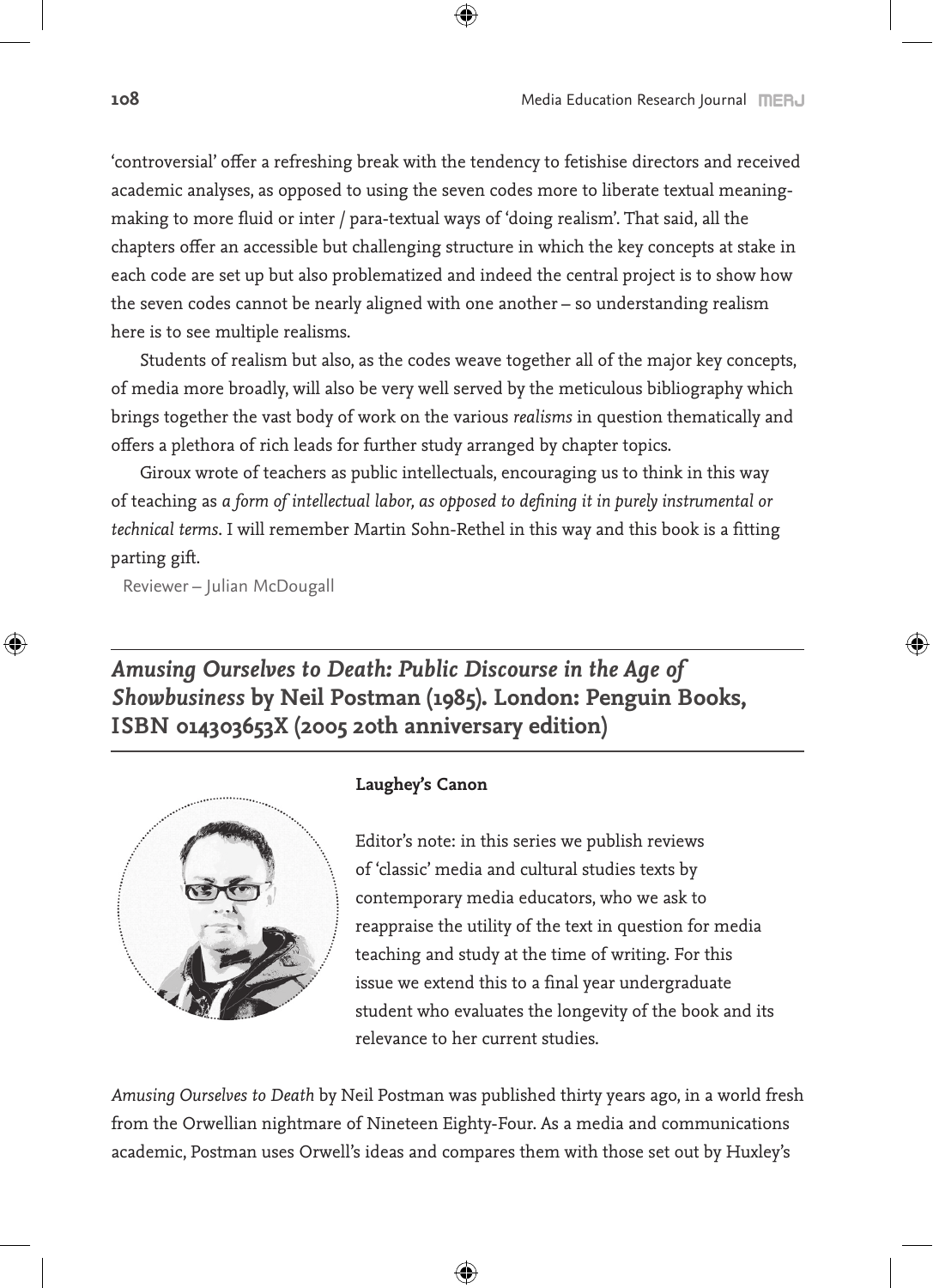‘controversial’ offer a refreshing break with the tendency to fetishise directors and received academic analyses, as opposed to using the seven codes more to liberate textual meaning-making to more fluid or inter / para-textual ways of ‘doing realism’. That said, all the chapters offer an accessible but challenging structure in which the key concepts at stake in each code are set up but also problematized and indeed the central project is to show how the seven codes cannot be nearly aligned with one another – so understanding realism here is to see multiple realisms.

Students of realism but also, as the codes weave together all of the major key concepts, of media more broadly, will also be very well served by the meticulous bibliography which brings together the vast body of work on the various *realisms* in question thematically and offers a plethora of rich leads for further study arranged by chapter topics.

Giroux wrote of teachers as public intellectuals, encouraging us to think in this way of teaching as *a form of intellectual labor, as opposed to defining it in purely instrumental or technical terms*. I will remember Martin Sohn-Rethel in this way and this book is a fitting parting gift.

Reviewer – Julian McDougall

## *Amusing Ourselves to Death: Public Discourse in the Age of Showbusiness* by Neil Postman (1985). London: Penguin Books, ISBN 014303653X (2005 20th anniversary edition)

**Laughey’s Canon**

Editor’s note: in this series we publish reviews of ‘classic’ media and cultural studies texts by contemporary media educators, who we ask to reappraise the utility of the text in question for media teaching and study at the time of writing. For this issue we extend this to a final year undergraduate student who evaluates the longevity of the book and its relevance to her current studies.

*Amusing Ourselves to Death* by Neil Postman was published thirty years ago, in a world fresh from the Orwellian nightmare of Nineteen Eighty-Four. As a media and communications academic, Postman uses Orwell’s ideas and compares them with those set out by Huxley’s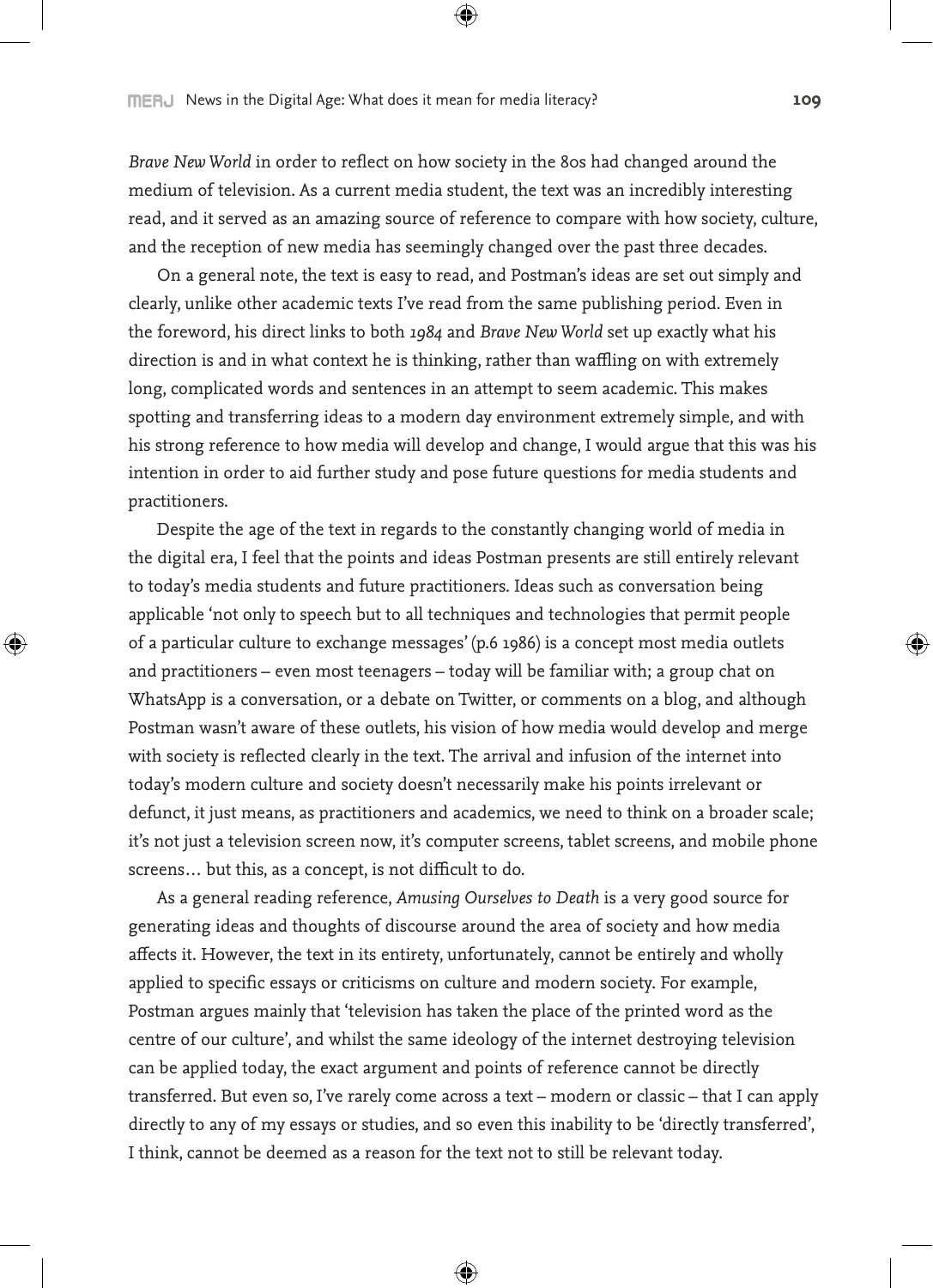*Brave New World* in order to reflect on how society in the 80s had changed around the medium of television. As a current media student, the text was an incredibly interesting read, and it served as an amazing source of reference to compare with how society, culture, and the reception of new media has seemingly changed over the past three decades.

On a general note, the text is easy to read, and Postman's ideas are set out simply and clearly, unlike other academic texts I've read from the same publishing period. Even in the foreword, his direct links to both *1984* and *Brave New World* set up exactly what his direction is and in what context he is thinking, rather than waffling on with extremely long, complicated words and sentences in an attempt to seem academic. This makes spotting and transferring ideas to a modern day environment extremely simple, and with his strong reference to how media will develop and change, I would argue that this was his intention in order to aid further study and pose future questions for media students and practitioners.

Despite the age of the text in regards to the constantly changing world of media in the digital era, I feel that the points and ideas Postman presents are still entirely relevant to today's media students and future practitioners. Ideas such as conversation being applicable 'not only to speech but to all techniques and technologies that permit people of a particular culture to exchange messages' (p.6 1986) is a concept most media outlets and practitioners – even most teenagers – today will be familiar with; a group chat on WhatsApp is a conversation, or a debate on Twitter, or comments on a blog, and although Postman wasn't aware of these outlets, his vision of how media would develop and merge with society is reflected clearly in the text. The arrival and infusion of the internet into today's modern culture and society doesn't necessarily make his points irrelevant or defunct, it just means, as practitioners and academics, we need to think on a broader scale; it's not just a television screen now, it's computer screens, tablet screens, and mobile phone screens… but this, as a concept, is not difficult to do.

As a general reading reference, *Amusing Ourselves to Death* is a very good source for generating ideas and thoughts of discourse around the area of society and how media affects it. However, the text in its entirety, unfortunately, cannot be entirely and wholly applied to specific essays or criticisms on culture and modern society. For example, Postman argues mainly that 'television has taken the place of the printed word as the centre of our culture', and whilst the same ideology of the internet destroying television can be applied today, the exact argument and points of reference cannot be directly transferred. But even so, I've rarely come across a text – modern or classic – that I can apply directly to any of my essays or studies, and so even this inability to be 'directly transferred', I think, cannot be deemed as a reason for the text not to still be relevant today.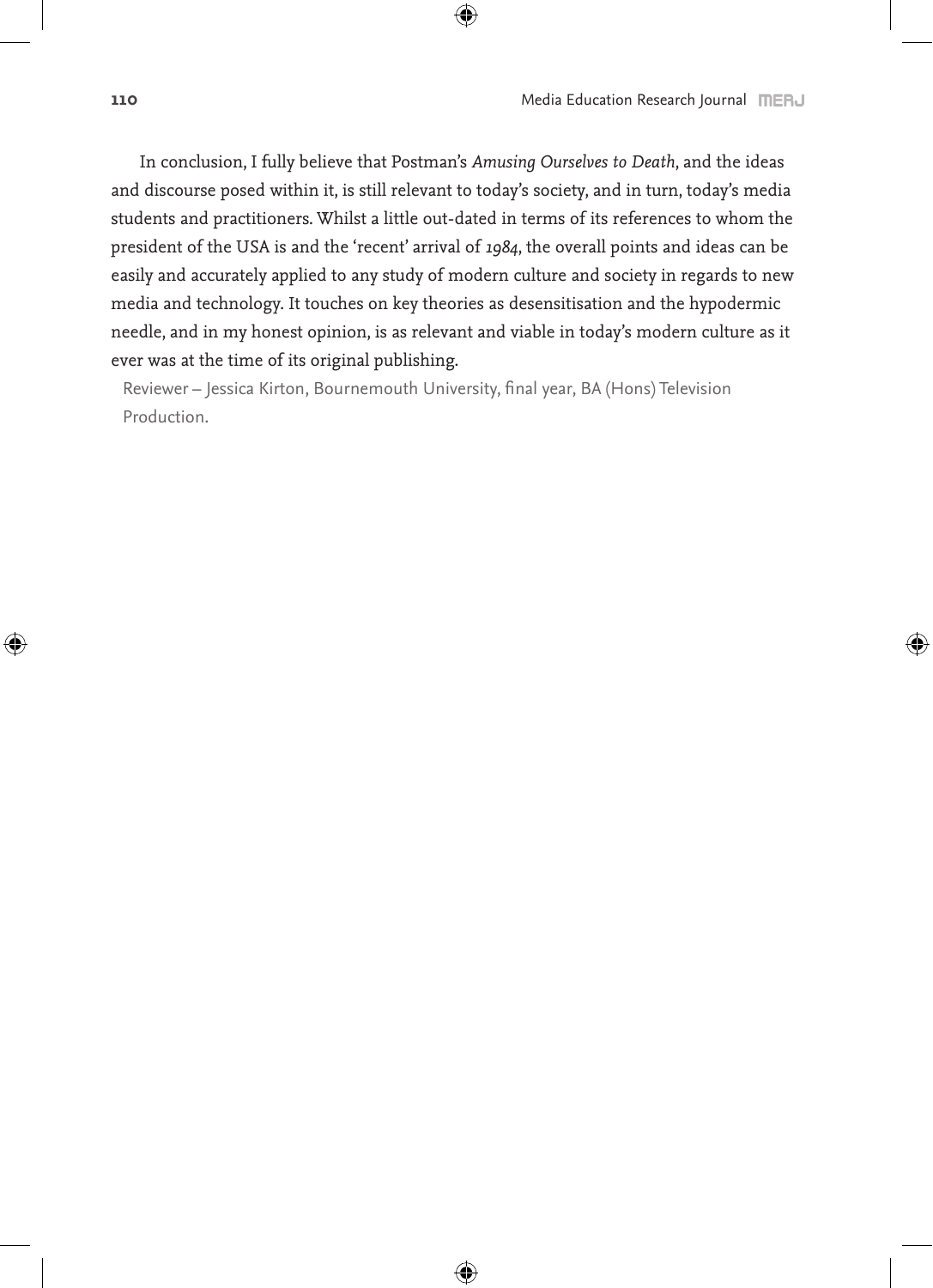In conclusion, I fully believe that Postman's *Amusing Ourselves to Death*, and the ideas and discourse posed within it, is still relevant to today's society, and in turn, today's media students and practitioners. Whilst a little out-dated in terms of its references to whom the president of the USA is and the 'recent' arrival of *1984*, the overall points and ideas can be easily and accurately applied to any study of modern culture and society in regards to new media and technology. It touches on key theories as desensitisation and the hypodermic needle, and in my honest opinion, is as relevant and viable in today's modern culture as it ever was at the time of its original publishing.

Reviewer – Jessica Kirton, Bournemouth University, final year, BA (Hons) Television Production.